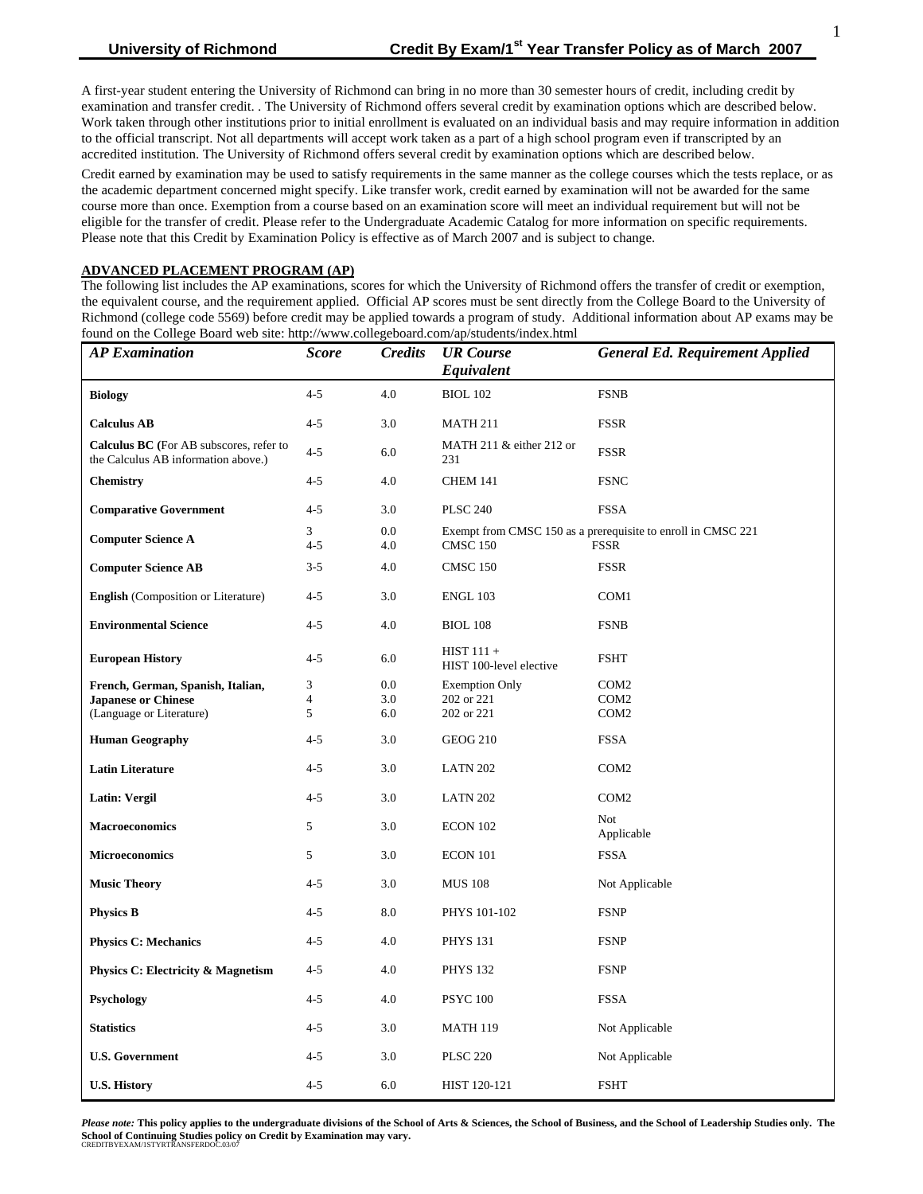A first-year student entering the University of Richmond can bring in no more than 30 semester hours of credit, including credit by examination and transfer credit. . The University of Richmond offers several credit by examination options which are described below. Work taken through other institutions prior to initial enrollment is evaluated on an individual basis and may require information in addition to the official transcript. Not all departments will accept work taken as a part of a high school program even if transcripted by an accredited institution. The University of Richmond offers several credit by examination options which are described below.

Credit earned by examination may be used to satisfy requirements in the same manner as the college courses which the tests replace, or as the academic department concerned might specify. Like transfer work, credit earned by examination will not be awarded for the same course more than once. Exemption from a course based on an examination score will meet an individual requirement but will not be eligible for the transfer of credit. Please refer to the Undergraduate Academic Catalog for more information on specific requirements. Please note that this Credit by Examination Policy is effective as of March 2007 and is subject to change.

## ADVANCED PLACEMENT PROGRAM (AP)

The following list includes the AP examinations, scores for which the University of Richmond offers the transfer of credit or exemption, the equivalent course, and the requirement applied. Official AP scores must be sent directly from the College Board to the University of Richmond (college code 5569) before credit may be applied towards a program of study. Additional information about AP exams may be found on the College Board web site: http://www.collegeboard.com/ap/students/index.html

| *AP Examination* | *Score* | *Credits* | *UR Course Equivalent* | *General Ed. Requirement Applied* |
|---|---|---|---|---|
| **Biology** | 4-5 | 4.0 | BIOL 102 | FSNB |
| **Calculus AB** | 4-5 | 3.0 | MATH 211 | FSSR |
| **Calculus BC (**For AB subscores, refer to the Calculus AB information above.) | 4-5 | 6.0 | MATH 211 & either 212 or 231 | FSSR |
| **Chemistry** | 4-5 | 4.0 | CHEM 141 | FSNC |
| **Comparative Government** | 4-5 | 3.0 | PLSC 240 | FSSA |
| **Computer Science A** | 3 | 0.0 | Exempt from CMSC 150 as a prerequisite to enroll in CMSC 221 | |
| | 4-5 | 4.0 | CMSC 150 | FSSR |
| **Computer Science AB** | 3-5 | 4.0 | CMSC 150 | FSSR |
| **English** (Composition or Literature) | 4-5 | 3.0 | ENGL 103 | COM1 |
| **Environmental Science** | 4-5 | 4.0 | BIOL 108 | FSNB |
| **European History** | 4-5 | 6.0 | HIST 111 + HIST 100-level elective | FSHT |
| **French, German, Spanish, Italian, Japanese or Chinese** (Language or Literature) | 3 | 0.0 | Exemption Only | COM2 |
| | 4 | 3.0 | 202 or 221 | COM2 |
| | 5 | 6.0 | 202 or 221 | COM2 |
| **Human Geography** | 4-5 | 3.0 | GEOG 210 | FSSA |
| **Latin Literature** | 4-5 | 3.0 | LATN 202 | COM2 |
| **Latin: Vergil** | 4-5 | 3.0 | LATN 202 | COM2 |
| **Macroeconomics** | 5 | 3.0 | ECON 102 | Not Applicable |
| **Microeconomics** | 5 | 3.0 | ECON 101 | FSSA |
| **Music Theory** | 4-5 | 3.0 | MUS 108 | Not Applicable |
| **Physics B** | 4-5 | 8.0 | PHYS 101-102 | FSNP |
| **Physics C: Mechanics** | 4-5 | 4.0 | PHYS 131 | FSNP |
| **Physics C: Electricity & Magnetism** | 4-5 | 4.0 | PHYS 132 | FSNP |
| **Psychology** | 4-5 | 4.0 | PSYC 100 | FSSA |
| **Statistics** | 4-5 | 3.0 | MATH 119 | Not Applicable |
| **U.S. Government** | 4-5 | 3.0 | PLSC 220 | Not Applicable |
| **U.S. History** | 4-5 | 6.0 | HIST 120-121 | FSHT |

***Please note:*** **This policy applies to the undergraduate divisions of the School of Arts & Sciences, the School of Business, and the School of Leadership Studies only. The School of Continuing Studies policy on Credit by Examination may vary.**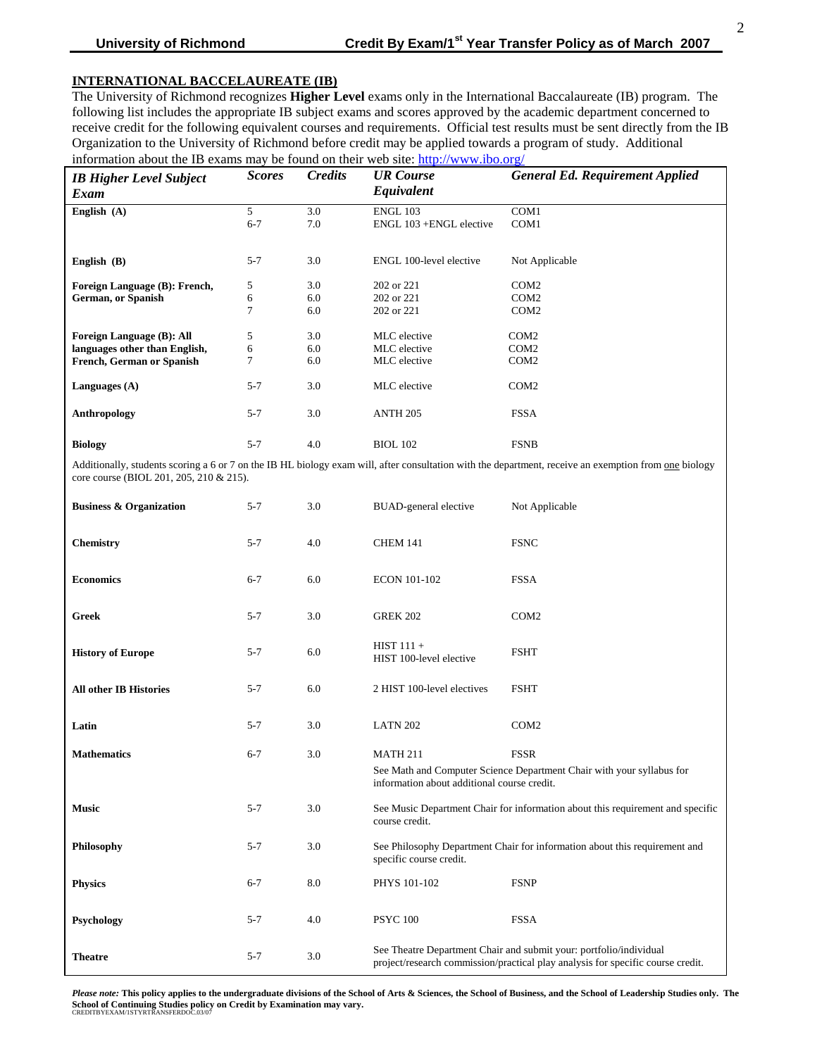## INTERNATIONAL BACCELAUREATE (IB)

The University of Richmond recognizes **Higher Level** exams only in the International Baccalaureate (IB) program. The following list includes the appropriate IB subject exams and scores approved by the academic department concerned to receive credit for the following equivalent courses and requirements. Official test results must be sent directly from the IB Organization to the University of Richmond before credit may be applied towards a program of study. Additional information about the IB exams may be found on their web site: http://www.ibo.org/

| *IB Higher Level Subject Exam* | *Scores* | *Credits* | *UR Course Equivalent* | *General Ed. Requirement Applied* |
|---|---|---|---|---|
| **English (A)** | 5 | 3.0 | ENGL 103 | COM1 |
| | 6-7 | 7.0 | ENGL 103 +ENGL elective | COM1 |
| **English (B)** | 5-7 | 3.0 | ENGL 100-level elective | Not Applicable |
| **Foreign Language (B): French, German, or Spanish** | 5 | 3.0 | 202 or 221 | COM2 |
| | 6 | 6.0 | 202 or 221 | COM2 |
| | 7 | 6.0 | 202 or 221 | COM2 |
| **Foreign Language (B): All languages other than English, French, German or Spanish** | 5 | 3.0 | MLC elective | COM2 |
| | 6 | 6.0 | MLC elective | COM2 |
| | 7 | 6.0 | MLC elective | COM2 |
| **Languages (A)** | 5-7 | 3.0 | MLC elective | COM2 |
| **Anthropology** | 5-7 | 3.0 | ANTH 205 | FSSA |
| **Biology** | 5-7 | 4.0 | BIOL 102 | FSNB |
| Additionally, students scoring a 6 or 7 on the IB HL biology exam will, after consultation with the department, receive an exemption from one biology core course (BIOL 201, 205, 210 & 215). | | | | |
| **Business & Organization** | 5-7 | 3.0 | BUAD-general elective | Not Applicable |
| **Chemistry** | 5-7 | 4.0 | CHEM 141 | FSNC |
| **Economics** | 6-7 | 6.0 | ECON 101-102 | FSSA |
| **Greek** | 5-7 | 3.0 | GREK 202 | COM2 |
| **History of Europe** | 5-7 | 6.0 | HIST 111 + HIST 100-level elective | FSHT |
| **All other IB Histories** | 5-7 | 6.0 | 2 HIST 100-level electives | FSHT |
| **Latin** | 5-7 | 3.0 | LATN 202 | COM2 |
| **Mathematics** | 6-7 | 3.0 | MATH 211<br>See Math and Computer Science Department Chair with your syllabus for information about additional course credit. | FSSR |
| **Music** | 5-7 | 3.0 | See Music Department Chair for information about this requirement and specific course credit. | |
| **Philosophy** | 5-7 | 3.0 | See Philosophy Department Chair for information about this requirement and specific course credit. | |
| **Physics** | 6-7 | 8.0 | PHYS 101-102 | FSNP |
| **Psychology** | 5-7 | 4.0 | PSYC 100 | FSSA |
| **Theatre** | 5-7 | 3.0 | See Theatre Department Chair and submit your: portfolio/individual project/research commission/practical play analysis for specific course credit. | |

***Please note:*** **This policy applies to the undergraduate divisions of the School of Arts & Sciences, the School of Business, and the School of Leadership Studies only. The School of Continuing Studies policy on Credit by Examination may vary.**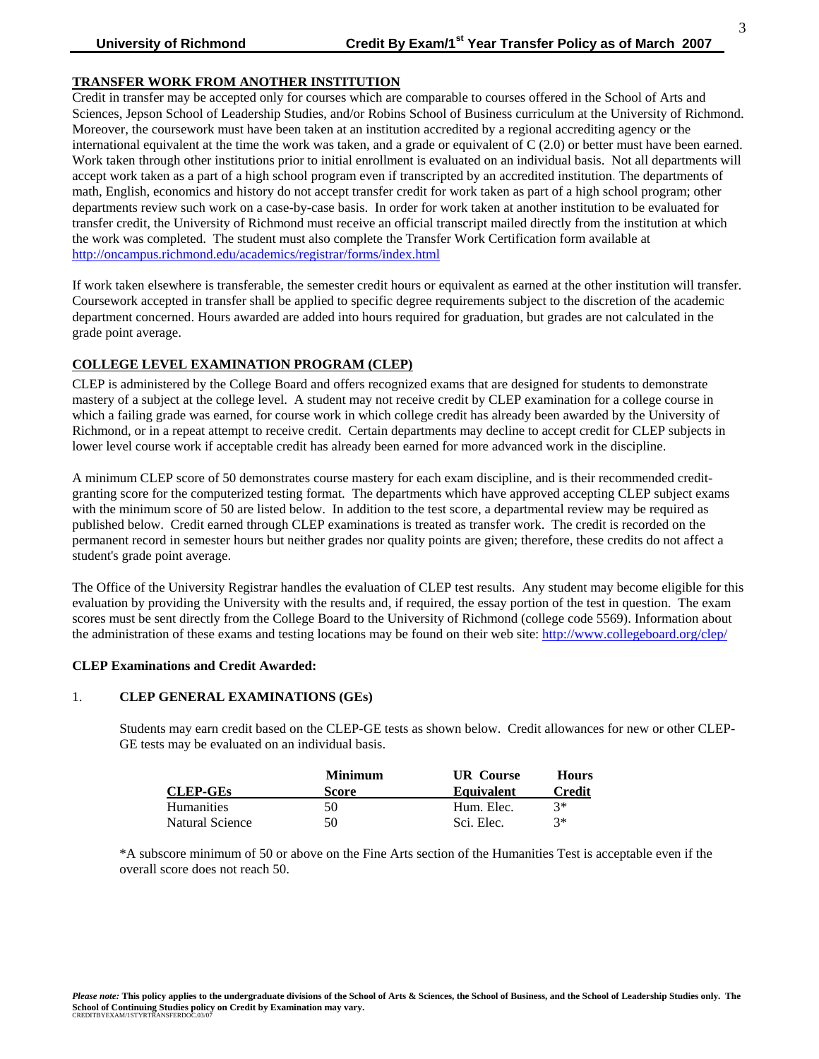## TRANSFER WORK FROM ANOTHER INSTITUTION

Credit in transfer may be accepted only for courses which are comparable to courses offered in the School of Arts and Sciences, Jepson School of Leadership Studies, and/or Robins School of Business curriculum at the University of Richmond. Moreover, the coursework must have been taken at an institution accredited by a regional accrediting agency or the international equivalent at the time the work was taken, and a grade or equivalent of C (2.0) or better must have been earned. Work taken through other institutions prior to initial enrollment is evaluated on an individual basis. Not all departments will accept work taken as a part of a high school program even if transcripted by an accredited institution. The departments of math, English, economics and history do not accept transfer credit for work taken as part of a high school program; other departments review such work on a case-by-case basis. In order for work taken at another institution to be evaluated for transfer credit, the University of Richmond must receive an official transcript mailed directly from the institution at which the work was completed. The student must also complete the Transfer Work Certification form available at http://oncampus.richmond.edu/academics/registrar/forms/index.html

If work taken elsewhere is transferable, the semester credit hours or equivalent as earned at the other institution will transfer. Coursework accepted in transfer shall be applied to specific degree requirements subject to the discretion of the academic department concerned. Hours awarded are added into hours required for graduation, but grades are not calculated in the grade point average.

## COLLEGE LEVEL EXAMINATION PROGRAM (CLEP)

CLEP is administered by the College Board and offers recognized exams that are designed for students to demonstrate mastery of a subject at the college level. A student may not receive credit by CLEP examination for a college course in which a failing grade was earned, for course work in which college credit has already been awarded by the University of Richmond, or in a repeat attempt to receive credit. Certain departments may decline to accept credit for CLEP subjects in lower level course work if acceptable credit has already been earned for more advanced work in the discipline.

A minimum CLEP score of 50 demonstrates course mastery for each exam discipline, and is their recommended credit-granting score for the computerized testing format. The departments which have approved accepting CLEP subject exams with the minimum score of 50 are listed below. In addition to the test score, a departmental review may be required as published below. Credit earned through CLEP examinations is treated as transfer work. The credit is recorded on the permanent record in semester hours but neither grades nor quality points are given; therefore, these credits do not affect a student's grade point average.

The Office of the University Registrar handles the evaluation of CLEP test results. Any student may become eligible for this evaluation by providing the University with the results and, if required, the essay portion of the test in question. The exam scores must be sent directly from the College Board to the University of Richmond (college code 5569). Information about the administration of these exams and testing locations may be found on their web site: http://www.collegeboard.org/clep/

**CLEP Examinations and Credit Awarded:**

1. **CLEP GENERAL EXAMINATIONS (GEs)**

Students may earn credit based on the CLEP-GE tests as shown below. Credit allowances for new or other CLEP-GE tests may be evaluated on an individual basis.

| CLEP-GEs | Minimum Score | UR Course Equivalent | Hours Credit |
|---|---|---|---|
| Humanities | 50 | Hum. Elec. | 3* |
| Natural Science | 50 | Sci. Elec. | 3* |

*A subscore minimum of 50 or above on the Fine Arts section of the Humanities Test is acceptable even if the overall score does not reach 50.

*Please note:* **This policy applies to the undergraduate divisions of the School of Arts & Sciences, the School of Business, and the School of Leadership Studies only. The School of Continuing Studies policy on Credit by Examination may vary.**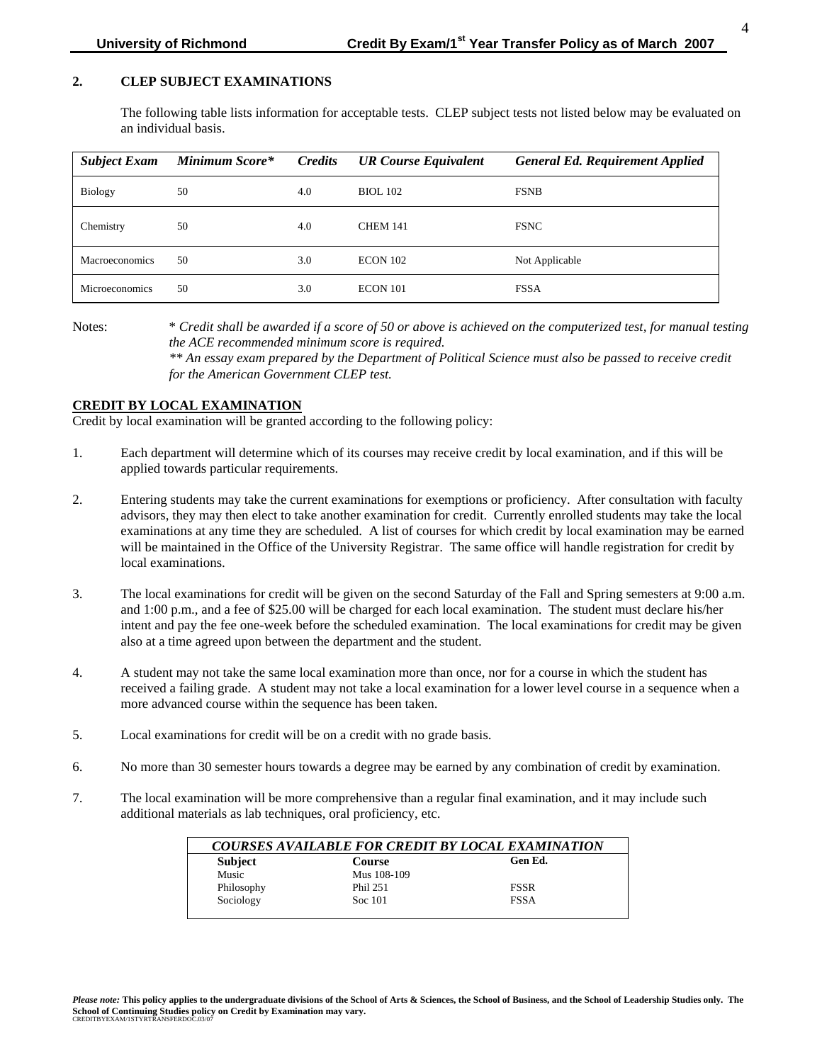## 2. CLEP SUBJECT EXAMINATIONS

The following table lists information for acceptable tests. CLEP subject tests not listed below may be evaluated on an individual basis.

| *Subject Exam* | *Minimum Score** | *Credits* | *UR Course Equivalent* | *General Ed. Requirement Applied* |
|---|---|---|---|---|
| Biology | 50 | 4.0 | BIOL 102 | FSNB |
| Chemistry | 50 | 4.0 | CHEM 141 | FSNC |
| Macroeconomics | 50 | 3.0 | ECON 102 | Not Applicable |
| Microeconomics | 50 | 3.0 | ECON 101 | FSSA |

Notes: * *Credit shall be awarded if a score of 50 or above is achieved on the computerized test, for manual testing the ACE recommended minimum score is required.*
** *An essay exam prepared by the Department of Political Science must also be passed to receive credit for the American Government CLEP test.*

## CREDIT BY LOCAL EXAMINATION

Credit by local examination will be granted according to the following policy:

1. Each department will determine which of its courses may receive credit by local examination, and if this will be applied towards particular requirements.
2. Entering students may take the current examinations for exemptions or proficiency. After consultation with faculty advisors, they may then elect to take another examination for credit. Currently enrolled students may take the local examinations at any time they are scheduled. A list of courses for which credit by local examination may be earned will be maintained in the Office of the University Registrar. The same office will handle registration for credit by local examinations.
3. The local examinations for credit will be given on the second Saturday of the Fall and Spring semesters at 9:00 a.m. and 1:00 p.m., and a fee of $25.00 will be charged for each local examination. The student must declare his/her intent and pay the fee one-week before the scheduled examination. The local examinations for credit may be given also at a time agreed upon between the department and the student.
4. A student may not take the same local examination more than once, nor for a course in which the student has received a failing grade. A student may not take a local examination for a lower level course in a sequence when a more advanced course within the sequence has been taken.
5. Local examinations for credit will be on a credit with no grade basis.
6. No more than 30 semester hours towards a degree may be earned by any combination of credit by examination.
7. The local examination will be more comprehensive than a regular final examination, and it may include such additional materials as lab techniques, oral proficiency, etc.

| *COURSES AVAILABLE FOR CREDIT BY LOCAL EXAMINATION* | | |
|---|---|---|
| **Subject** | **Course** | **Gen Ed.** |
| Music | Mus 108-109 | |
| Philosophy | Phil 251 | FSSR |
| Sociology | Soc 101 | FSSA |

***Please note:*** **This policy applies to the undergraduate divisions of the School of Arts & Sciences, the School of Business, and the School of Leadership Studies only. The School of Continuing Studies policy on Credit by Examination may vary.**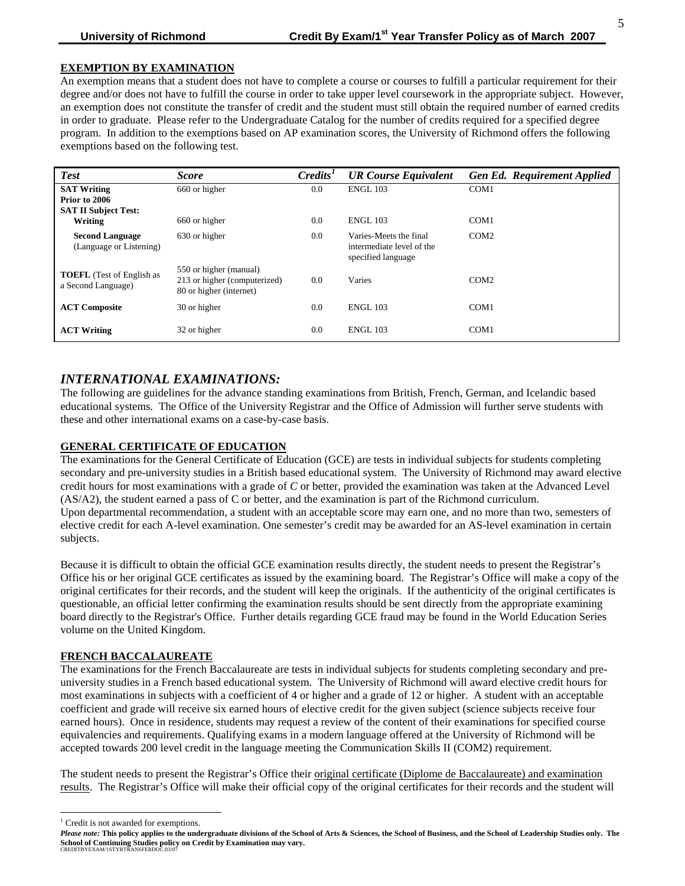## EXEMPTION BY EXAMINATION

An exemption means that a student does not have to complete a course or courses to fulfill a particular requirement for their degree and/or does not have to fulfill the course in order to take upper level coursework in the appropriate subject. However, an exemption does not constitute the transfer of credit and the student must still obtain the required number of earned credits in order to graduate. Please refer to the Undergraduate Catalog for the number of credits required for a specified degree program. In addition to the exemptions based on AP examination scores, the University of Richmond offers the following exemptions based on the following test.

| *Test* | *Score* | *Credits*[1] | *UR Course Equivalent* | *Gen Ed. Requirement Applied* |
|---|---|---|---|---|
| **SAT Writing Prior to 2006** | 660 or higher | 0.0 | ENGL 103 | COM1 |
| **SAT II Subject Test:** | | | | |
| **Writing** | 660 or higher | 0.0 | ENGL 103 | COM1 |
| **Second Language** (Language or Listening) | 630 or higher | 0.0 | Varies-Meets the final intermediate level of the specified language | COM2 |
| **TOEFL** (Test of English as a Second Language) | 550 or higher (manual) 213 or higher (computerized) 80 or higher (internet) | 0.0 | Varies | COM2 |
| **ACT Composite** | 30 or higher | 0.0 | ENGL 103 | COM1 |
| **ACT Writing** | 32 or higher | 0.0 | ENGL 103 | COM1 |

## *INTERNATIONAL EXAMINATIONS:*

The following are guidelines for the advance standing examinations from British, French, German, and Icelandic based educational systems. The Office of the University Registrar and the Office of Admission will further serve students with these and other international exams on a case-by-case basis.

### GENERAL CERTIFICATE OF EDUCATION

The examinations for the General Certificate of Education (GCE) are tests in individual subjects for students completing secondary and pre-university studies in a British based educational system. The University of Richmond may award elective credit hours for most examinations with a grade of *C* or better, provided the examination was taken at the Advanced Level (AS/A2), the student earned a pass of C or better, and the examination is part of the Richmond curriculum. Upon departmental recommendation, a student with an acceptable score may earn one, and no more than two, semesters of elective credit for each A-level examination. One semester's credit may be awarded for an AS-level examination in certain subjects.

Because it is difficult to obtain the official GCE examination results directly, the student needs to present the Registrar's Office his or her original GCE certificates as issued by the examining board. The Registrar's Office will make a copy of the original certificates for their records, and the student will keep the originals. If the authenticity of the original certificates is questionable, an official letter confirming the examination results should be sent directly from the appropriate examining board directly to the Registrar's Office. Further details regarding GCE fraud may be found in the World Education Series volume on the United Kingdom.

### FRENCH BACCALAUREATE

The examinations for the French Baccalaureate are tests in individual subjects for students completing secondary and pre-university studies in a French based educational system. The University of Richmond will award elective credit hours for most examinations in subjects with a coefficient of 4 or higher and a grade of 12 or higher. A student with an acceptable coefficient and grade will receive six earned hours of elective credit for the given subject (science subjects receive four earned hours). Once in residence, students may request a review of the content of their examinations for specified course equivalencies and requirements. Qualifying exams in a modern language offered at the University of Richmond will be accepted towards 200 level credit in the language meeting the Communication Skills II (COM2) requirement.

The student needs to present the Registrar's Office their original certificate (Diplome de Baccalaureate) and examination results. The Registrar's Office will make their official copy of the original certificates for their records and the student will

[1] Credit is not awarded for exemptions.

***Please note:* This policy applies to the undergraduate divisions of the School of Arts & Sciences, the School of Business, and the School of Leadership Studies only. The School of Continuing Studies policy on Credit by Examination may vary.**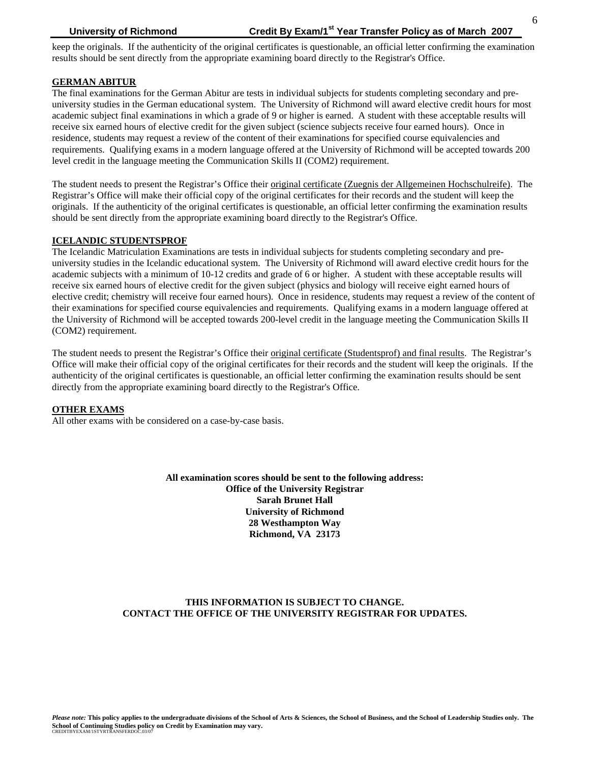keep the originals. If the authenticity of the original certificates is questionable, an official letter confirming the examination results should be sent directly from the appropriate examining board directly to the Registrar's Office.

## GERMAN ABITUR

The final examinations for the German Abitur are tests in individual subjects for students completing secondary and pre-university studies in the German educational system. The University of Richmond will award elective credit hours for most academic subject final examinations in which a grade of 9 or higher is earned. A student with these acceptable results will receive six earned hours of elective credit for the given subject (science subjects receive four earned hours). Once in residence, students may request a review of the content of their examinations for specified course equivalencies and requirements. Qualifying exams in a modern language offered at the University of Richmond will be accepted towards 200 level credit in the language meeting the Communication Skills II (COM2) requirement.

The student needs to present the Registrar's Office their original certificate (Zuegnis der Allgemeinen Hochschulreife). The Registrar's Office will make their official copy of the original certificates for their records and the student will keep the originals. If the authenticity of the original certificates is questionable, an official letter confirming the examination results should be sent directly from the appropriate examining board directly to the Registrar's Office.

## ICELANDIC STUDENTSPROF

The Icelandic Matriculation Examinations are tests in individual subjects for students completing secondary and pre-university studies in the Icelandic educational system. The University of Richmond will award elective credit hours for the academic subjects with a minimum of 10-12 credits and grade of 6 or higher. A student with these acceptable results will receive six earned hours of elective credit for the given subject (physics and biology will receive eight earned hours of elective credit; chemistry will receive four earned hours). Once in residence, students may request a review of the content of their examinations for specified course equivalencies and requirements. Qualifying exams in a modern language offered at the University of Richmond will be accepted towards 200-level credit in the language meeting the Communication Skills II (COM2) requirement.

The student needs to present the Registrar's Office their original certificate (Studentsprof) and final results. The Registrar's Office will make their official copy of the original certificates for their records and the student will keep the originals. If the authenticity of the original certificates is questionable, an official letter confirming the examination results should be sent directly from the appropriate examining board directly to the Registrar's Office.

## OTHER EXAMS

All other exams with be considered on a case-by-case basis.

**All examination scores should be sent to the following address:**
**Office of the University Registrar**
**Sarah Brunet Hall**
**University of Richmond**
**28 Westhampton Way**
**Richmond, VA 23173**

**THIS INFORMATION IS SUBJECT TO CHANGE.**
**CONTACT THE OFFICE OF THE UNIVERSITY REGISTRAR FOR UPDATES.**

***Please note:*** **This policy applies to the undergraduate divisions of the School of Arts & Sciences, the School of Business, and the School of Leadership Studies only. The School of Continuing Studies policy on Credit by Examination may vary.**